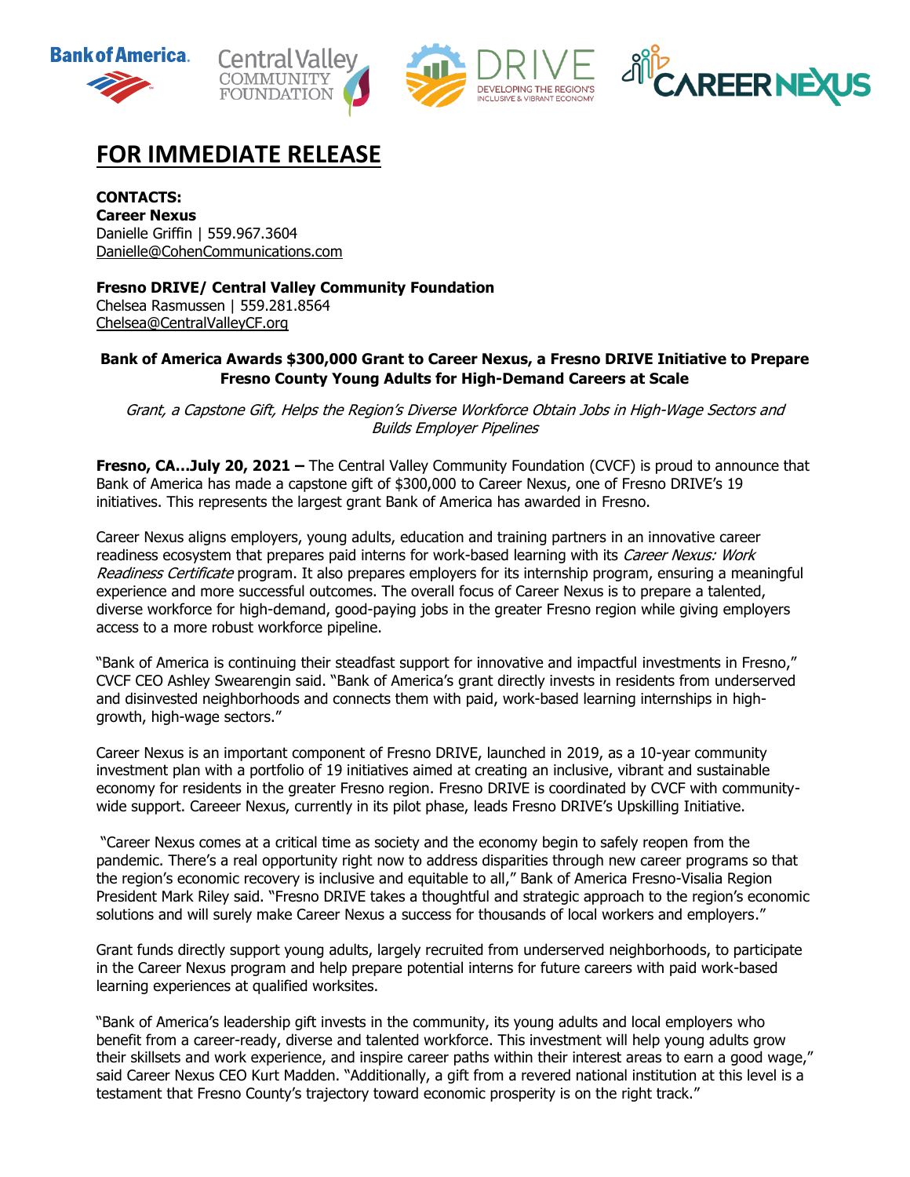# FOR IMMEDIATE RELEASE

**CONTACTS:**
**Career Nexus**
Danielle Griffin | 559.967.3604
Danielle@CohenCommunications.com

**Fresno DRIVE/ Central Valley Community Foundation**
Chelsea Rasmussen | 559.281.8564
Chelsea@CentralValleyCF.org

**Bank of America Awards $300,000 Grant to Career Nexus, a Fresno DRIVE Initiative to Prepare Fresno County Young Adults for High-Demand Careers at Scale**

*Grant, a Capstone Gift, Helps the Region's Diverse Workforce Obtain Jobs in High-Wage Sectors and Builds Employer Pipelines*

**Fresno, CA…July 20, 2021 –** The Central Valley Community Foundation (CVCF) is proud to announce that Bank of America has made a capstone gift of $300,000 to Career Nexus, one of Fresno DRIVE's 19 initiatives. This represents the largest grant Bank of America has awarded in Fresno.

Career Nexus aligns employers, young adults, education and training partners in an innovative career readiness ecosystem that prepares paid interns for work-based learning with its *Career Nexus: Work Readiness Certificate* program. It also prepares employers for its internship program, ensuring a meaningful experience and more successful outcomes. The overall focus of Career Nexus is to prepare a talented, diverse workforce for high-demand, good-paying jobs in the greater Fresno region while giving employers access to a more robust workforce pipeline.

"Bank of America is continuing their steadfast support for innovative and impactful investments in Fresno," CVCF CEO Ashley Swearengin said. "Bank of America's grant directly invests in residents from underserved and disinvested neighborhoods and connects them with paid, work-based learning internships in high-growth, high-wage sectors."

Career Nexus is an important component of Fresno DRIVE, launched in 2019, as a 10-year community investment plan with a portfolio of 19 initiatives aimed at creating an inclusive, vibrant and sustainable economy for residents in the greater Fresno region. Fresno DRIVE is coordinated by CVCF with community-wide support. Careeer Nexus, currently in its pilot phase, leads Fresno DRIVE's Upskilling Initiative.

"Career Nexus comes at a critical time as society and the economy begin to safely reopen from the pandemic. There's a real opportunity right now to address disparities through new career programs so that the region's economic recovery is inclusive and equitable to all," Bank of America Fresno-Visalia Region President Mark Riley said. "Fresno DRIVE takes a thoughtful and strategic approach to the region's economic solutions and will surely make Career Nexus a success for thousands of local workers and employers."

Grant funds directly support young adults, largely recruited from underserved neighborhoods, to participate in the Career Nexus program and help prepare potential interns for future careers with paid work-based learning experiences at qualified worksites.

"Bank of America's leadership gift invests in the community, its young adults and local employers who benefit from a career-ready, diverse and talented workforce. This investment will help young adults grow their skillsets and work experience, and inspire career paths within their interest areas to earn a good wage," said Career Nexus CEO Kurt Madden. "Additionally, a gift from a revered national institution at this level is a testament that Fresno County's trajectory toward economic prosperity is on the right track."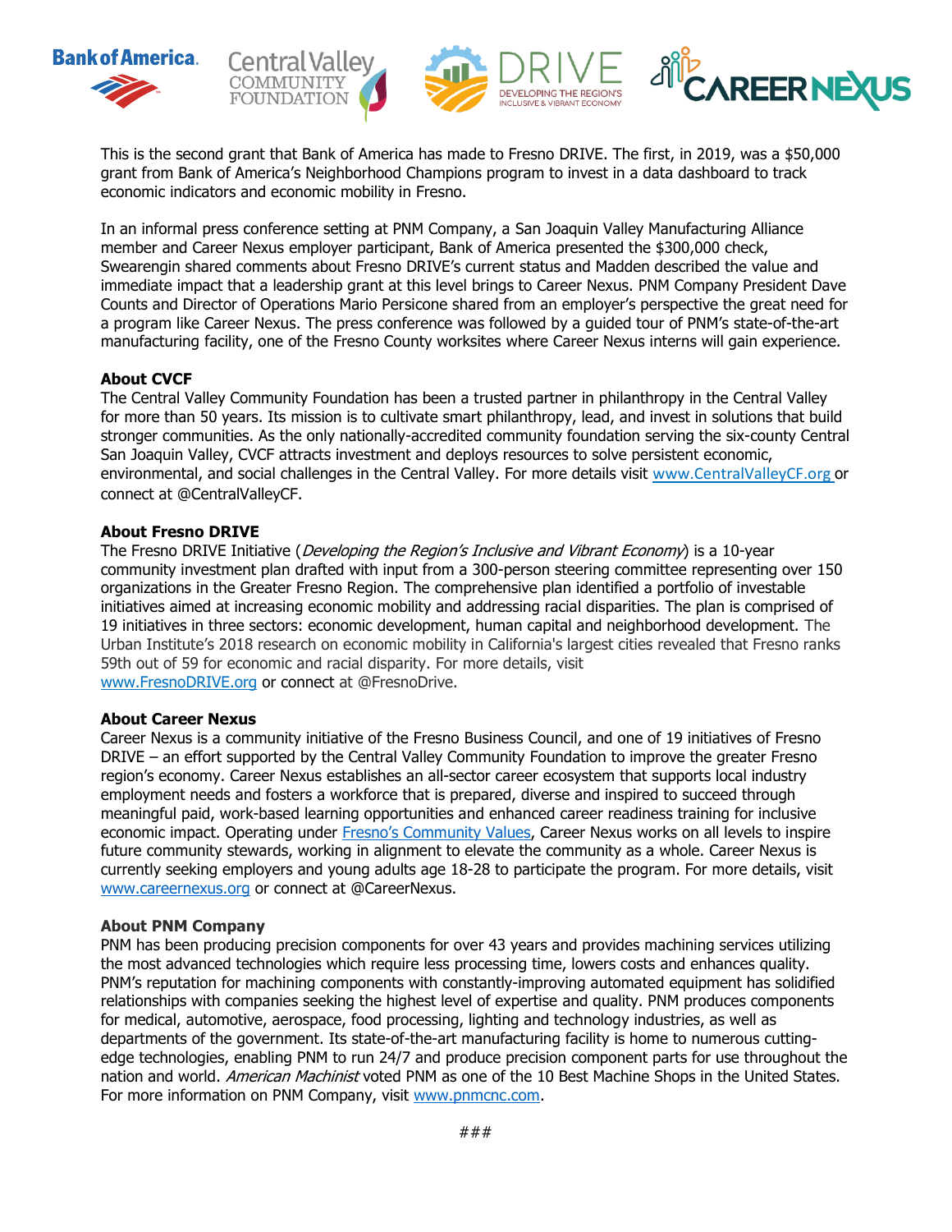This is the second grant that Bank of America has made to Fresno DRIVE. The first, in 2019, was a $50,000 grant from Bank of America's Neighborhood Champions program to invest in a data dashboard to track economic indicators and economic mobility in Fresno.

In an informal press conference setting at PNM Company, a San Joaquin Valley Manufacturing Alliance member and Career Nexus employer participant, Bank of America presented the $300,000 check, Swearengin shared comments about Fresno DRIVE's current status and Madden described the value and immediate impact that a leadership grant at this level brings to Career Nexus. PNM Company President Dave Counts and Director of Operations Mario Persicone shared from an employer's perspective the great need for a program like Career Nexus. The press conference was followed by a guided tour of PNM's state-of-the-art manufacturing facility, one of the Fresno County worksites where Career Nexus interns will gain experience.

**About CVCF**

The Central Valley Community Foundation has been a trusted partner in philanthropy in the Central Valley for more than 50 years. Its mission is to cultivate smart philanthropy, lead, and invest in solutions that build stronger communities. As the only nationally-accredited community foundation serving the six-county Central San Joaquin Valley, CVCF attracts investment and deploys resources to solve persistent economic, environmental, and social challenges in the Central Valley. For more details visit www.CentralValleyCF.org or connect at @CentralValleyCF.

**About Fresno DRIVE**

The Fresno DRIVE Initiative (*Developing the Region's Inclusive and Vibrant Economy*) is a 10-year community investment plan drafted with input from a 300-person steering committee representing over 150 organizations in the Greater Fresno Region. The comprehensive plan identified a portfolio of investable initiatives aimed at increasing economic mobility and addressing racial disparities. The plan is comprised of 19 initiatives in three sectors: economic development, human capital and neighborhood development. The Urban Institute's 2018 research on economic mobility in California's largest cities revealed that Fresno ranks 59th out of 59 for economic and racial disparity. For more details, visit www.FresnoDRIVE.org or connect at @FresnoDrive.

**About Career Nexus**

Career Nexus is a community initiative of the Fresno Business Council, and one of 19 initiatives of Fresno DRIVE – an effort supported by the Central Valley Community Foundation to improve the greater Fresno region's economy. Career Nexus establishes an all-sector career ecosystem that supports local industry employment needs and fosters a workforce that is prepared, diverse and inspired to succeed through meaningful paid, work-based learning opportunities and enhanced career readiness training for inclusive economic impact. Operating under Fresno's Community Values, Career Nexus works on all levels to inspire future community stewards, working in alignment to elevate the community as a whole. Career Nexus is currently seeking employers and young adults age 18-28 to participate the program. For more details, visit www.careernexus.org or connect at @CareerNexus.

**About PNM Company**

PNM has been producing precision components for over 43 years and provides machining services utilizing the most advanced technologies which require less processing time, lowers costs and enhances quality. PNM's reputation for machining components with constantly-improving automated equipment has solidified relationships with companies seeking the highest level of expertise and quality. PNM produces components for medical, automotive, aerospace, food processing, lighting and technology industries, as well as departments of the government. Its state-of-the-art manufacturing facility is home to numerous cutting-edge technologies, enabling PNM to run 24/7 and produce precision component parts for use throughout the nation and world. *American Machinist* voted PNM as one of the 10 Best Machine Shops in the United States. For more information on PNM Company, visit www.pnmcnc.com.

###